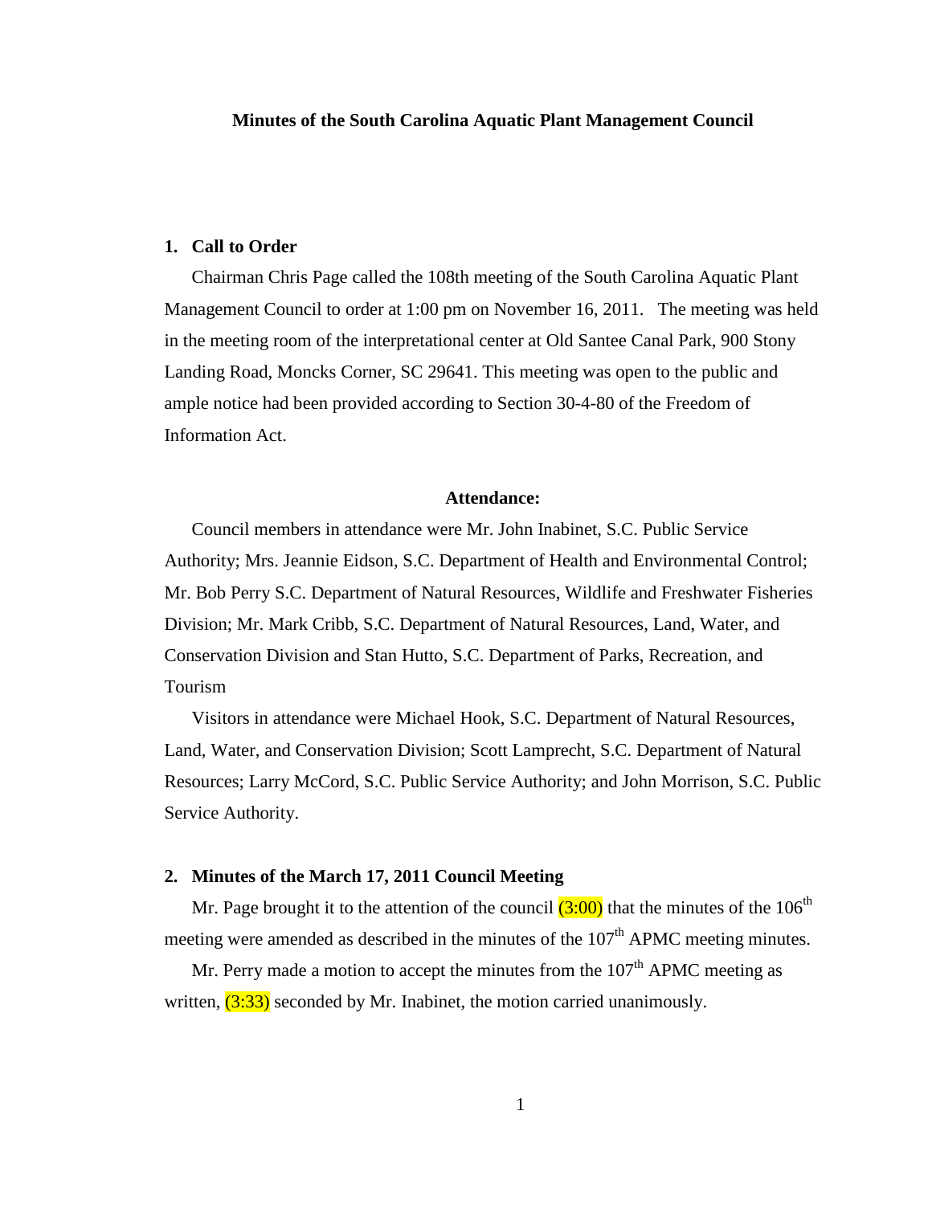**Minutes of the South Carolina Aquatic Plant Management Council**

## 1. Call to Order

Chairman Chris Page called the 108th meeting of the South Carolina Aquatic Plant Management Council to order at 1:00 pm on November 16, 2011. The meeting was held in the meeting room of the interpretational center at Old Santee Canal Park, 900 Stony Landing Road, Moncks Corner, SC 29641. This meeting was open to the public and ample notice had been provided according to Section 30-4-80 of the Freedom of Information Act.

**Attendance:**

Council members in attendance were Mr. John Inabinet, S.C. Public Service Authority; Mrs. Jeannie Eidson, S.C. Department of Health and Environmental Control; Mr. Bob Perry S.C. Department of Natural Resources, Wildlife and Freshwater Fisheries Division; Mr. Mark Cribb, S.C. Department of Natural Resources, Land, Water, and Conservation Division and Stan Hutto, S.C. Department of Parks, Recreation, and Tourism

Visitors in attendance were Michael Hook, S.C. Department of Natural Resources, Land, Water, and Conservation Division; Scott Lamprecht, S.C. Department of Natural Resources; Larry McCord, S.C. Public Service Authority; and John Morrison, S.C. Public Service Authority.

## 2. Minutes of the March 17, 2011 Council Meeting

Mr. Page brought it to the attention of the council (3:00) that the minutes of the 106th meeting were amended as described in the minutes of the 107th APMC meeting minutes.

Mr. Perry made a motion to accept the minutes from the 107th APMC meeting as written, (3:33) seconded by Mr. Inabinet, the motion carried unanimously.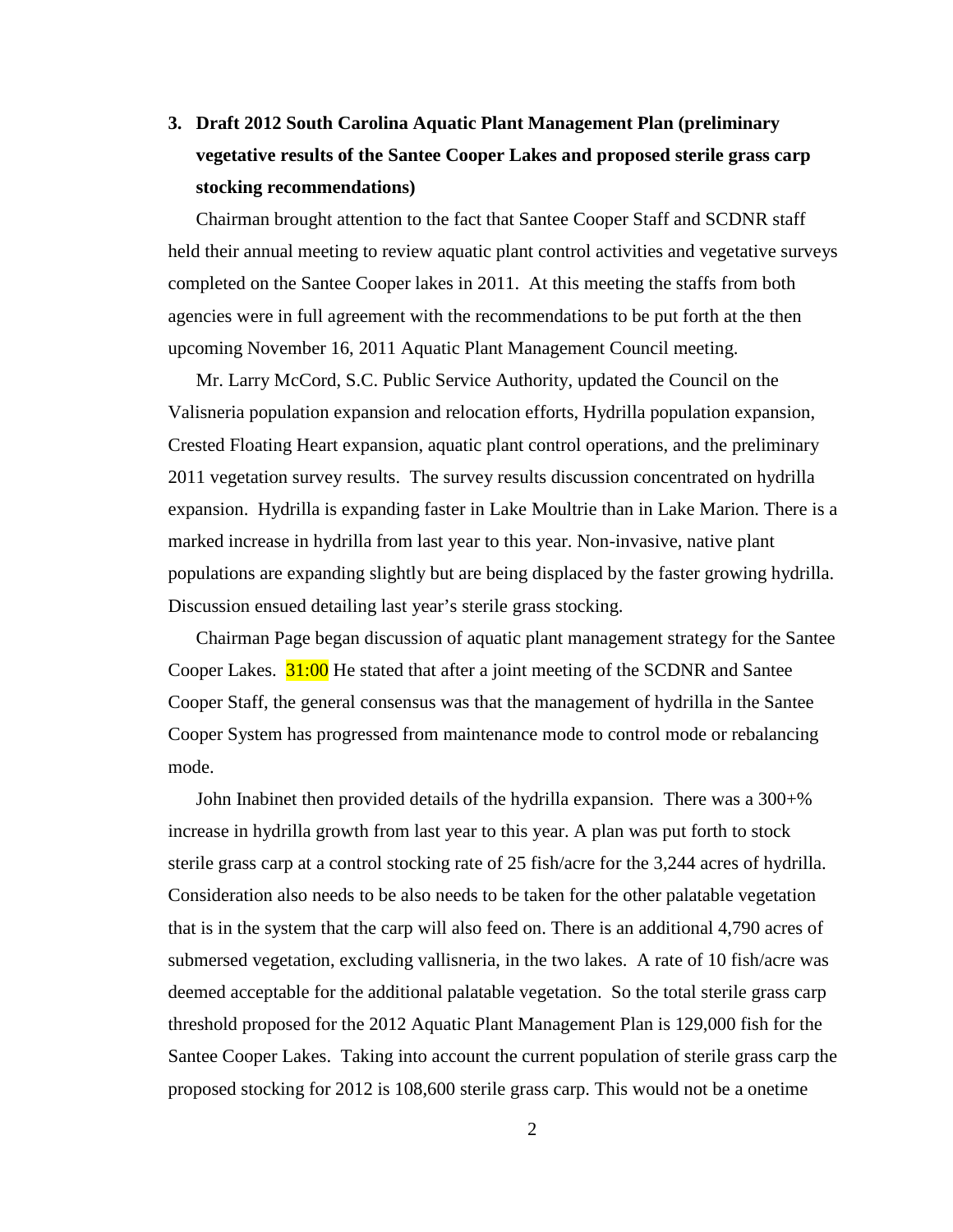**3. Draft 2012 South Carolina Aquatic Plant Management Plan (preliminary vegetative results of the Santee Cooper Lakes and proposed sterile grass carp stocking recommendations)**

Chairman brought attention to the fact that Santee Cooper Staff and SCDNR staff held their annual meeting to review aquatic plant control activities and vegetative surveys completed on the Santee Cooper lakes in 2011. At this meeting the staffs from both agencies were in full agreement with the recommendations to be put forth at the then upcoming November 16, 2011 Aquatic Plant Management Council meeting.

Mr. Larry McCord, S.C. Public Service Authority, updated the Council on the Valisneria population expansion and relocation efforts, Hydrilla population expansion, Crested Floating Heart expansion, aquatic plant control operations, and the preliminary 2011 vegetation survey results. The survey results discussion concentrated on hydrilla expansion. Hydrilla is expanding faster in Lake Moultrie than in Lake Marion. There is a marked increase in hydrilla from last year to this year. Non-invasive, native plant populations are expanding slightly but are being displaced by the faster growing hydrilla. Discussion ensued detailing last year's sterile grass stocking.

Chairman Page began discussion of aquatic plant management strategy for the Santee Cooper Lakes. 31:00 He stated that after a joint meeting of the SCDNR and Santee Cooper Staff, the general consensus was that the management of hydrilla in the Santee Cooper System has progressed from maintenance mode to control mode or rebalancing mode.

John Inabinet then provided details of the hydrilla expansion. There was a 300+% increase in hydrilla growth from last year to this year. A plan was put forth to stock sterile grass carp at a control stocking rate of 25 fish/acre for the 3,244 acres of hydrilla. Consideration also needs to be also needs to be taken for the other palatable vegetation that is in the system that the carp will also feed on. There is an additional 4,790 acres of submersed vegetation, excluding vallisneria, in the two lakes. A rate of 10 fish/acre was deemed acceptable for the additional palatable vegetation. So the total sterile grass carp threshold proposed for the 2012 Aquatic Plant Management Plan is 129,000 fish for the Santee Cooper Lakes. Taking into account the current population of sterile grass carp the proposed stocking for 2012 is 108,600 sterile grass carp. This would not be a onetime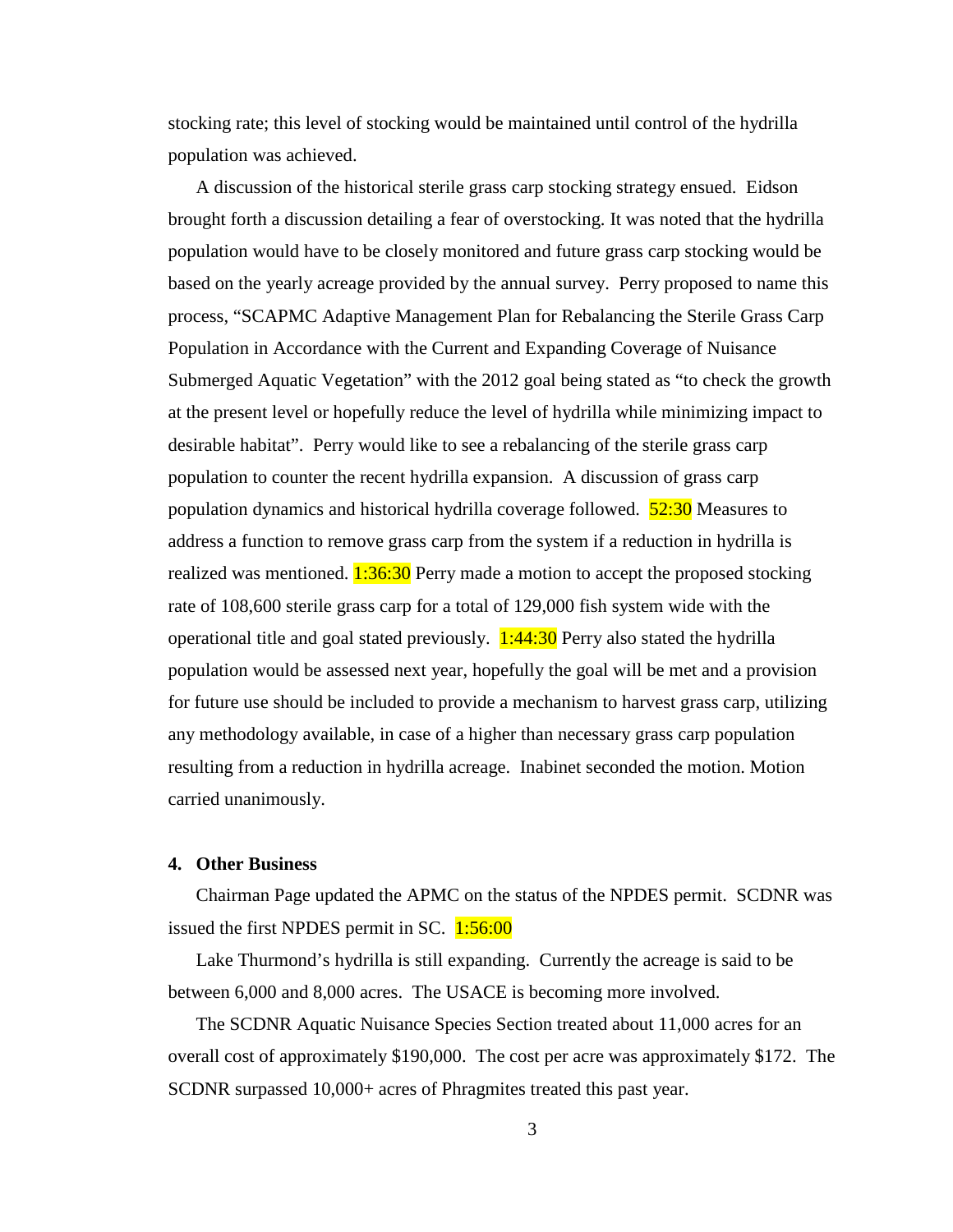stocking rate; this level of stocking would be maintained until control of the hydrilla population was achieved.

A discussion of the historical sterile grass carp stocking strategy ensued. Eidson brought forth a discussion detailing a fear of overstocking. It was noted that the hydrilla population would have to be closely monitored and future grass carp stocking would be based on the yearly acreage provided by the annual survey. Perry proposed to name this process, "SCAPMC Adaptive Management Plan for Rebalancing the Sterile Grass Carp Population in Accordance with the Current and Expanding Coverage of Nuisance Submerged Aquatic Vegetation" with the 2012 goal being stated as "to check the growth at the present level or hopefully reduce the level of hydrilla while minimizing impact to desirable habitat". Perry would like to see a rebalancing of the sterile grass carp population to counter the recent hydrilla expansion. A discussion of grass carp population dynamics and historical hydrilla coverage followed. 52:30 Measures to address a function to remove grass carp from the system if a reduction in hydrilla is realized was mentioned. 1:36:30 Perry made a motion to accept the proposed stocking rate of 108,600 sterile grass carp for a total of 129,000 fish system wide with the operational title and goal stated previously. 1:44:30 Perry also stated the hydrilla population would be assessed next year, hopefully the goal will be met and a provision for future use should be included to provide a mechanism to harvest grass carp, utilizing any methodology available, in case of a higher than necessary grass carp population resulting from a reduction in hydrilla acreage. Inabinet seconded the motion. Motion carried unanimously.

**4. Other Business**

Chairman Page updated the APMC on the status of the NPDES permit. SCDNR was issued the first NPDES permit in SC. 1:56:00

Lake Thurmond's hydrilla is still expanding. Currently the acreage is said to be between 6,000 and 8,000 acres. The USACE is becoming more involved.

The SCDNR Aquatic Nuisance Species Section treated about 11,000 acres for an overall cost of approximately $190,000. The cost per acre was approximately $172. The SCDNR surpassed 10,000+ acres of Phragmites treated this past year.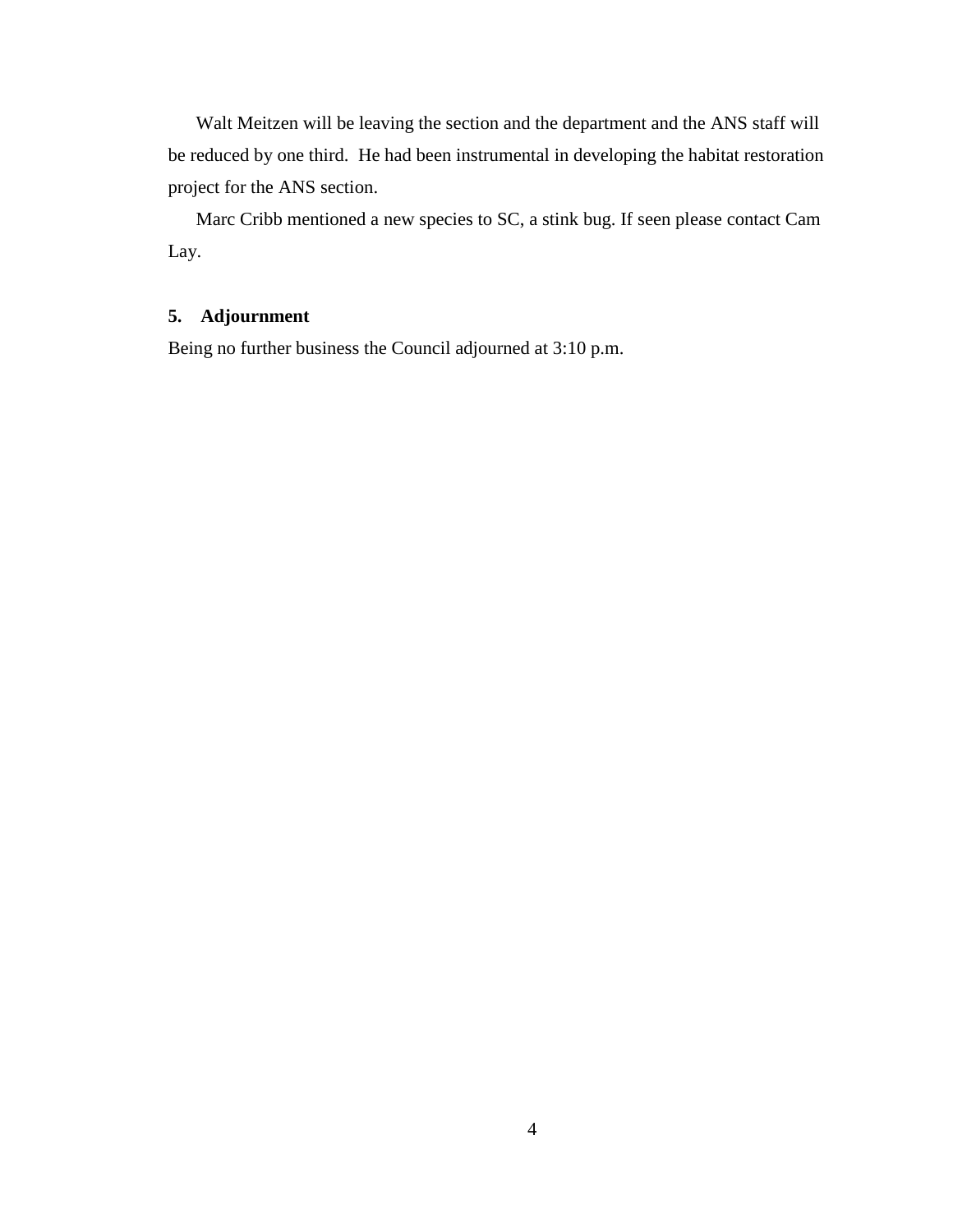Walt Meitzen will be leaving the section and the department and the ANS staff will be reduced by one third. He had been instrumental in developing the habitat restoration project for the ANS section.

Marc Cribb mentioned a new species to SC, a stink bug. If seen please contact Cam Lay.

**5. Adjournment**

Being no further business the Council adjourned at 3:10 p.m.